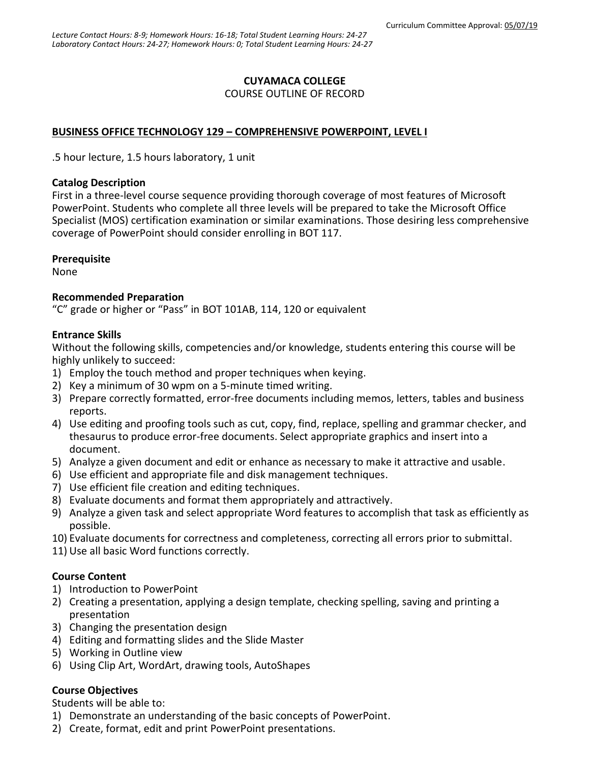Curriculum Committee Approval: 05/07/19

*Lecture Contact Hours: 8-9; Homework Hours: 16-18; Total Student Learning Hours: 24-27*
*Laboratory Contact Hours: 24-27; Homework Hours: 0; Total Student Learning Hours: 24-27*

**CUYAMACA COLLEGE**
COURSE OUTLINE OF RECORD

**BUSINESS OFFICE TECHNOLOGY 129 – COMPREHENSIVE POWERPOINT, LEVEL I**

.5 hour lecture, 1.5 hours laboratory, 1 unit

**Catalog Description**
First in a three-level course sequence providing thorough coverage of most features of Microsoft PowerPoint. Students who complete all three levels will be prepared to take the Microsoft Office Specialist (MOS) certification examination or similar examinations. Those desiring less comprehensive coverage of PowerPoint should consider enrolling in BOT 117.

**Prerequisite**
None

**Recommended Preparation**
"C" grade or higher or "Pass" in BOT 101AB, 114, 120 or equivalent

**Entrance Skills**
Without the following skills, competencies and/or knowledge, students entering this course will be highly unlikely to succeed:

1) Employ the touch method and proper techniques when keying.
2) Key a minimum of 30 wpm on a 5-minute timed writing.
3) Prepare correctly formatted, error-free documents including memos, letters, tables and business reports.
4) Use editing and proofing tools such as cut, copy, find, replace, spelling and grammar checker, and thesaurus to produce error-free documents. Select appropriate graphics and insert into a document.
5) Analyze a given document and edit or enhance as necessary to make it attractive and usable.
6) Use efficient and appropriate file and disk management techniques.
7) Use efficient file creation and editing techniques.
8) Evaluate documents and format them appropriately and attractively.
9) Analyze a given task and select appropriate Word features to accomplish that task as efficiently as possible.
10) Evaluate documents for correctness and completeness, correcting all errors prior to submittal.
11) Use all basic Word functions correctly.

**Course Content**

1) Introduction to PowerPoint
2) Creating a presentation, applying a design template, checking spelling, saving and printing a presentation
3) Changing the presentation design
4) Editing and formatting slides and the Slide Master
5) Working in Outline view
6) Using Clip Art, WordArt, drawing tools, AutoShapes

**Course Objectives**
Students will be able to:

1) Demonstrate an understanding of the basic concepts of PowerPoint.
2) Create, format, edit and print PowerPoint presentations.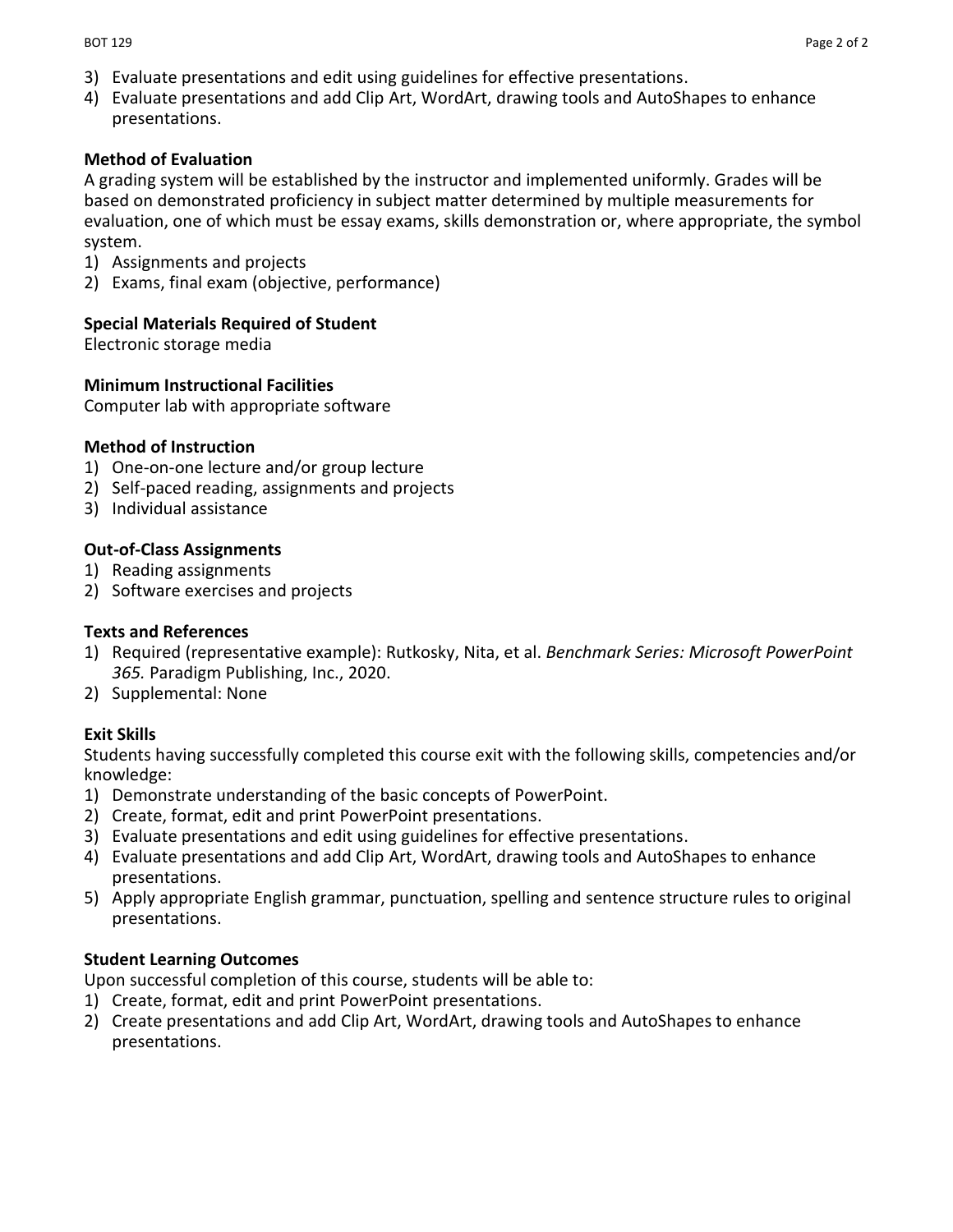3) Evaluate presentations and edit using guidelines for effective presentations.
4) Evaluate presentations and add Clip Art, WordArt, drawing tools and AutoShapes to enhance presentations.

**Method of Evaluation**

A grading system will be established by the instructor and implemented uniformly. Grades will be based on demonstrated proficiency in subject matter determined by multiple measurements for evaluation, one of which must be essay exams, skills demonstration or, where appropriate, the symbol system.

1) Assignments and projects
2) Exams, final exam (objective, performance)

**Special Materials Required of Student**

Electronic storage media

**Minimum Instructional Facilities**

Computer lab with appropriate software

**Method of Instruction**

1) One-on-one lecture and/or group lecture
2) Self-paced reading, assignments and projects
3) Individual assistance

**Out-of-Class Assignments**

1) Reading assignments
2) Software exercises and projects

**Texts and References**

1) Required (representative example): Rutkosky, Nita, et al. *Benchmark Series: Microsoft PowerPoint 365.* Paradigm Publishing, Inc., 2020.
2) Supplemental: None

**Exit Skills**

Students having successfully completed this course exit with the following skills, competencies and/or knowledge:

1) Demonstrate understanding of the basic concepts of PowerPoint.
2) Create, format, edit and print PowerPoint presentations.
3) Evaluate presentations and edit using guidelines for effective presentations.
4) Evaluate presentations and add Clip Art, WordArt, drawing tools and AutoShapes to enhance presentations.
5) Apply appropriate English grammar, punctuation, spelling and sentence structure rules to original presentations.

**Student Learning Outcomes**

Upon successful completion of this course, students will be able to:

1) Create, format, edit and print PowerPoint presentations.
2) Create presentations and add Clip Art, WordArt, drawing tools and AutoShapes to enhance presentations.